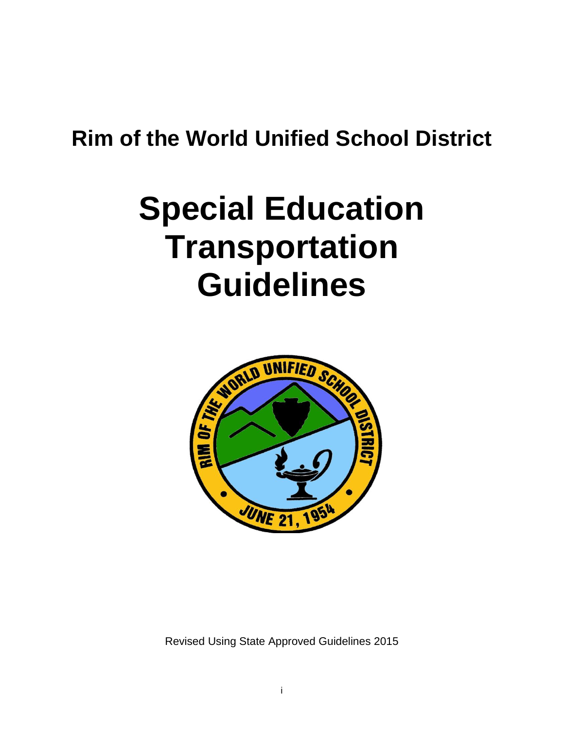## Rim of the World Unified School District

# Special Education Transportation Guidelines

Revised Using State Approved Guidelines 2015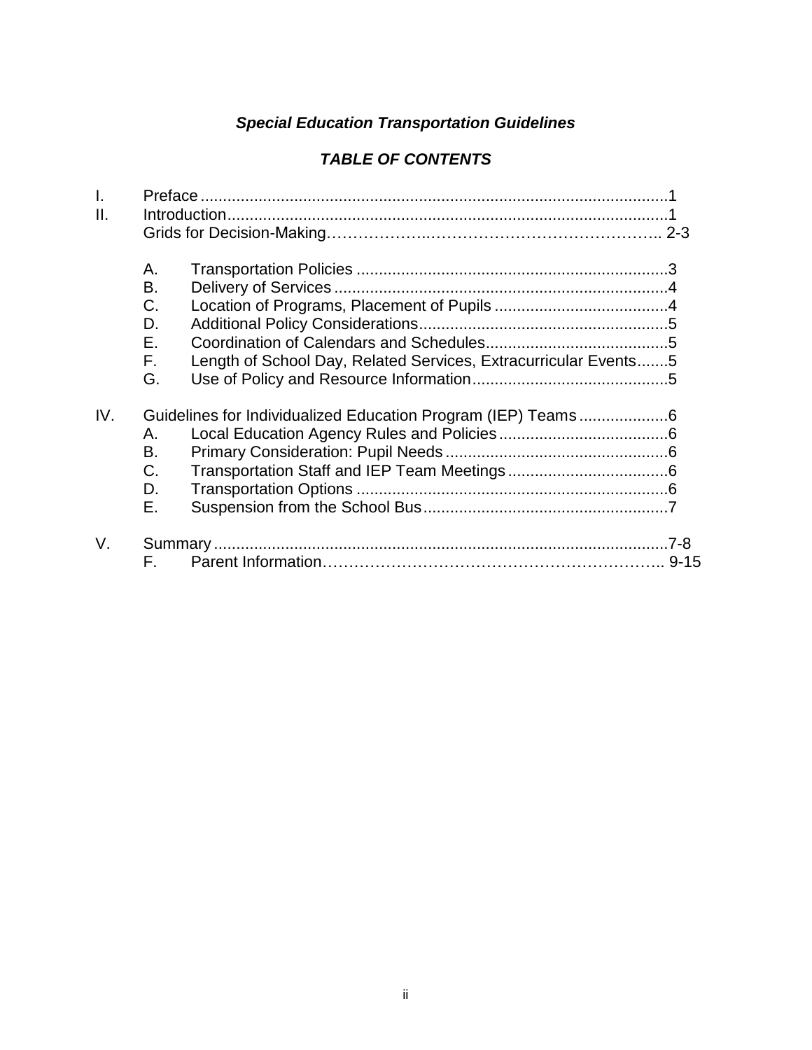## *Special Education Transportation Guidelines*

## *TABLE OF CONTENTS*

I. Preface ........................................................................................................1

II. Introduction..................................................................................................1

Grids for Decision-Making……………….…………………………………….. 2-3

- A. Transportation Policies ......................................................................3
- B. Delivery of Services ...........................................................................4
- C. Location of Programs, Placement of Pupils .......................................4
- D. Additional Policy Considerations........................................................5
- E. Coordination of Calendars and Schedules.........................................5
- F. Length of School Day, Related Services, Extracurricular Events.......5
- G. Use of Policy and Resource Information............................................5

IV. Guidelines for Individualized Education Program (IEP) Teams ....................6

- A. Local Education Agency Rules and Policies......................................6
- B. Primary Consideration: Pupil Needs ..................................................6
- C. Transportation Staff and IEP Team Meetings ....................................6
- D. Transportation Options ......................................................................6
- E. Suspension from the School Bus.......................................................7

V. Summary .....................................................................................................7-8

- F. Parent Information…………………………………………………….. 9-15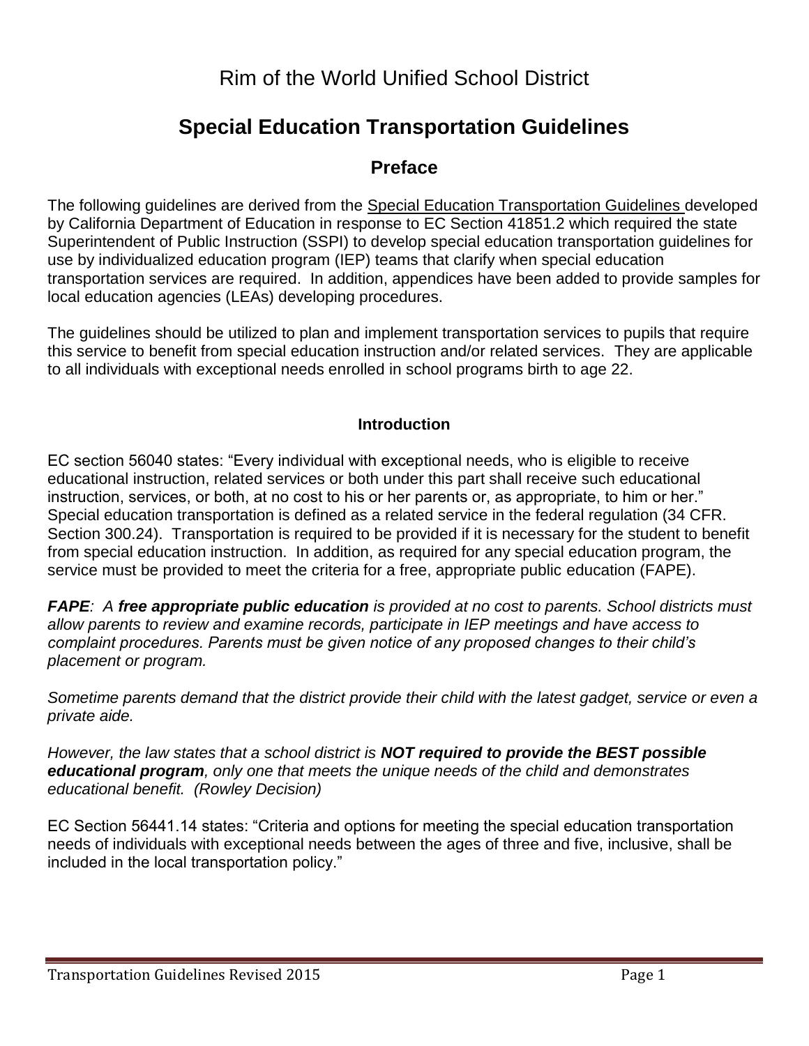# Rim of the World Unified School District

## Special Education Transportation Guidelines

### Preface

The following guidelines are derived from the Special Education Transportation Guidelines developed by California Department of Education in response to EC Section 41851.2 which required the state Superintendent of Public Instruction (SSPI) to develop special education transportation guidelines for use by individualized education program (IEP) teams that clarify when special education transportation services are required. In addition, appendices have been added to provide samples for local education agencies (LEAs) developing procedures.

The guidelines should be utilized to plan and implement transportation services to pupils that require this service to benefit from special education instruction and/or related services. They are applicable to all individuals with exceptional needs enrolled in school programs birth to age 22.

#### Introduction

EC section 56040 states: "Every individual with exceptional needs, who is eligible to receive educational instruction, related services or both under this part shall receive such educational instruction, services, or both, at no cost to his or her parents or, as appropriate, to him or her." Special education transportation is defined as a related service in the federal regulation (34 CFR. Section 300.24). Transportation is required to be provided if it is necessary for the student to benefit from special education instruction. In addition, as required for any special education program, the service must be provided to meet the criteria for a free, appropriate public education (FAPE).

***FAPE**: A **free appropriate public education** is provided at no cost to parents. School districts must allow parents to review and examine records, participate in IEP meetings and have access to complaint procedures. Parents must be given notice of any proposed changes to their child's placement or program.*

*Sometime parents demand that the district provide their child with the latest gadget, service or even a private aide.*

*However, the law states that a school district is **NOT required to provide the BEST possible educational program**, only one that meets the unique needs of the child and demonstrates educational benefit. (Rowley Decision)*

EC Section 56441.14 states: "Criteria and options for meeting the special education transportation needs of individuals with exceptional needs between the ages of three and five, inclusive, shall be included in the local transportation policy."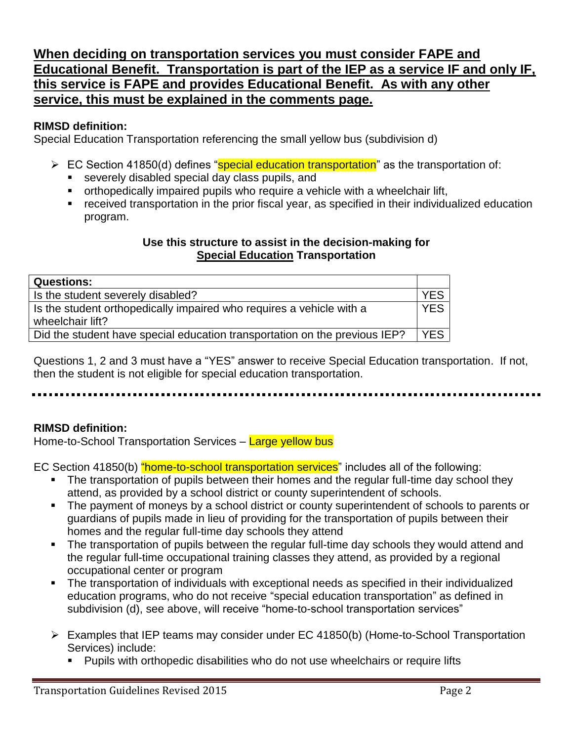**When deciding on transportation services you must consider FAPE and Educational Benefit. Transportation is part of the IEP as a service IF and only IF, this service is FAPE and provides Educational Benefit. As with any other service, this must be explained in the comments page.**

**RIMSD definition:**
Special Education Transportation referencing the small yellow bus (subdivision d)

- EC Section 41850(d) defines "special education transportation" as the transportation of:
  - severely disabled special day class pupils, and
  - orthopedically impaired pupils who require a vehicle with a wheelchair lift,
  - received transportation in the prior fiscal year, as specified in their individualized education program.

**Use this structure to assist in the decision-making for Special Education Transportation**

| Questions: | |
|---|---|
| Is the student severely disabled? | YES |
| Is the student orthopedically impaired who requires a vehicle with a wheelchair lift? | YES |
| Did the student have special education transportation on the previous IEP? | YES |

Questions 1, 2 and 3 must have a "YES" answer to receive Special Education transportation. If not, then the student is not eligible for special education transportation.

---

**RIMSD definition:**
Home-to-School Transportation Services – Large yellow bus

EC Section 41850(b) "home-to-school transportation services" includes all of the following:

- The transportation of pupils between their homes and the regular full-time day school they attend, as provided by a school district or county superintendent of schools.
- The payment of moneys by a school district or county superintendent of schools to parents or guardians of pupils made in lieu of providing for the transportation of pupils between their homes and the regular full-time day schools they attend
- The transportation of pupils between the regular full-time day schools they would attend and the regular full-time occupational training classes they attend, as provided by a regional occupational center or program
- The transportation of individuals with exceptional needs as specified in their individualized education programs, who do not receive "special education transportation" as defined in subdivision (d), see above, will receive "home-to-school transportation services"

- Examples that IEP teams may consider under EC 41850(b) (Home-to-School Transportation Services) include:
  - Pupils with orthopedic disabilities who do not use wheelchairs or require lifts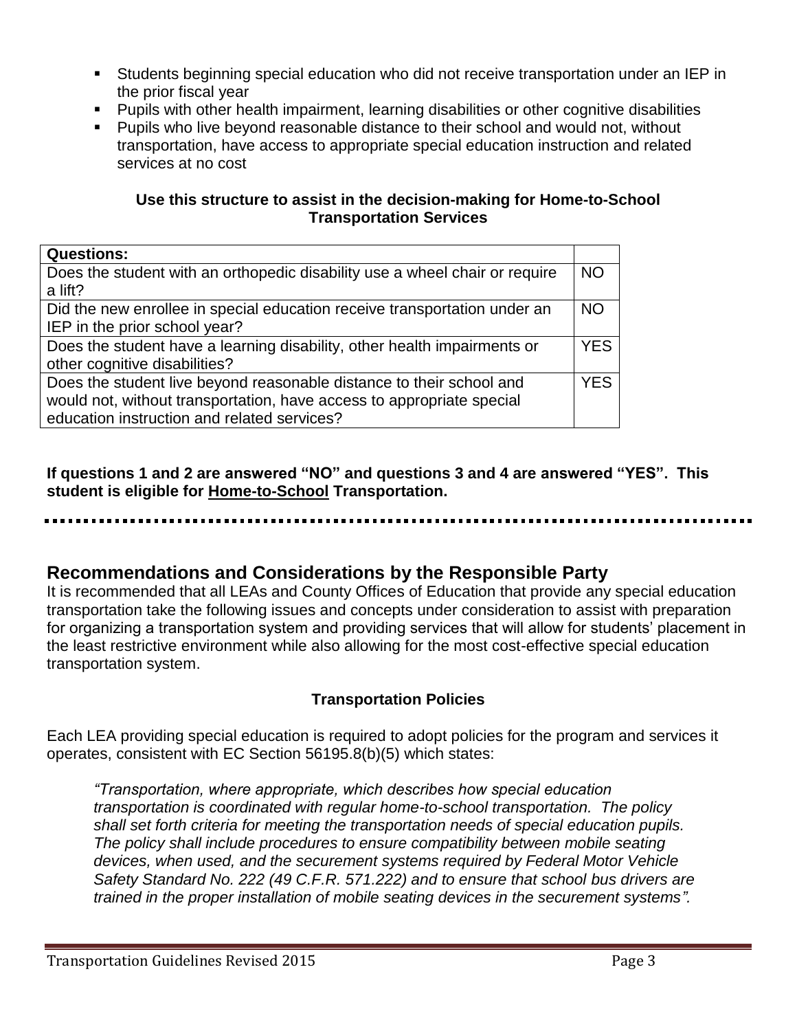- Students beginning special education who did not receive transportation under an IEP in the prior fiscal year
- Pupils with other health impairment, learning disabilities or other cognitive disabilities
- Pupils who live beyond reasonable distance to their school and would not, without transportation, have access to appropriate special education instruction and related services at no cost

**Use this structure to assist in the decision-making for Home-to-School Transportation Services**

| **Questions:** | |
|---|---|
| Does the student with an orthopedic disability use a wheel chair or require a lift? | NO |
| Did the new enrollee in special education receive transportation under an IEP in the prior school year? | NO |
| Does the student have a learning disability, other health impairments or other cognitive disabilities? | YES |
| Does the student live beyond reasonable distance to their school and would not, without transportation, have access to appropriate special education instruction and related services? | YES |

**If questions 1 and 2 are answered "NO" and questions 3 and 4 are answered "YES". This student is eligible for <u>Home-to-School</u> Transportation.**

---

## Recommendations and Considerations by the Responsible Party

It is recommended that all LEAs and County Offices of Education that provide any special education transportation take the following issues and concepts under consideration to assist with preparation for organizing a transportation system and providing services that will allow for students' placement in the least restrictive environment while also allowing for the most cost-effective special education transportation system.

### Transportation Policies

Each LEA providing special education is required to adopt policies for the program and services it operates, consistent with EC Section 56195.8(b)(5) which states:

> *"Transportation, where appropriate, which describes how special education transportation is coordinated with regular home-to-school transportation. The policy shall set forth criteria for meeting the transportation needs of special education pupils. The policy shall include procedures to ensure compatibility between mobile seating devices, when used, and the securement systems required by Federal Motor Vehicle Safety Standard No. 222 (49 C.F.R. 571.222) and to ensure that school bus drivers are trained in the proper installation of mobile seating devices in the securement systems".*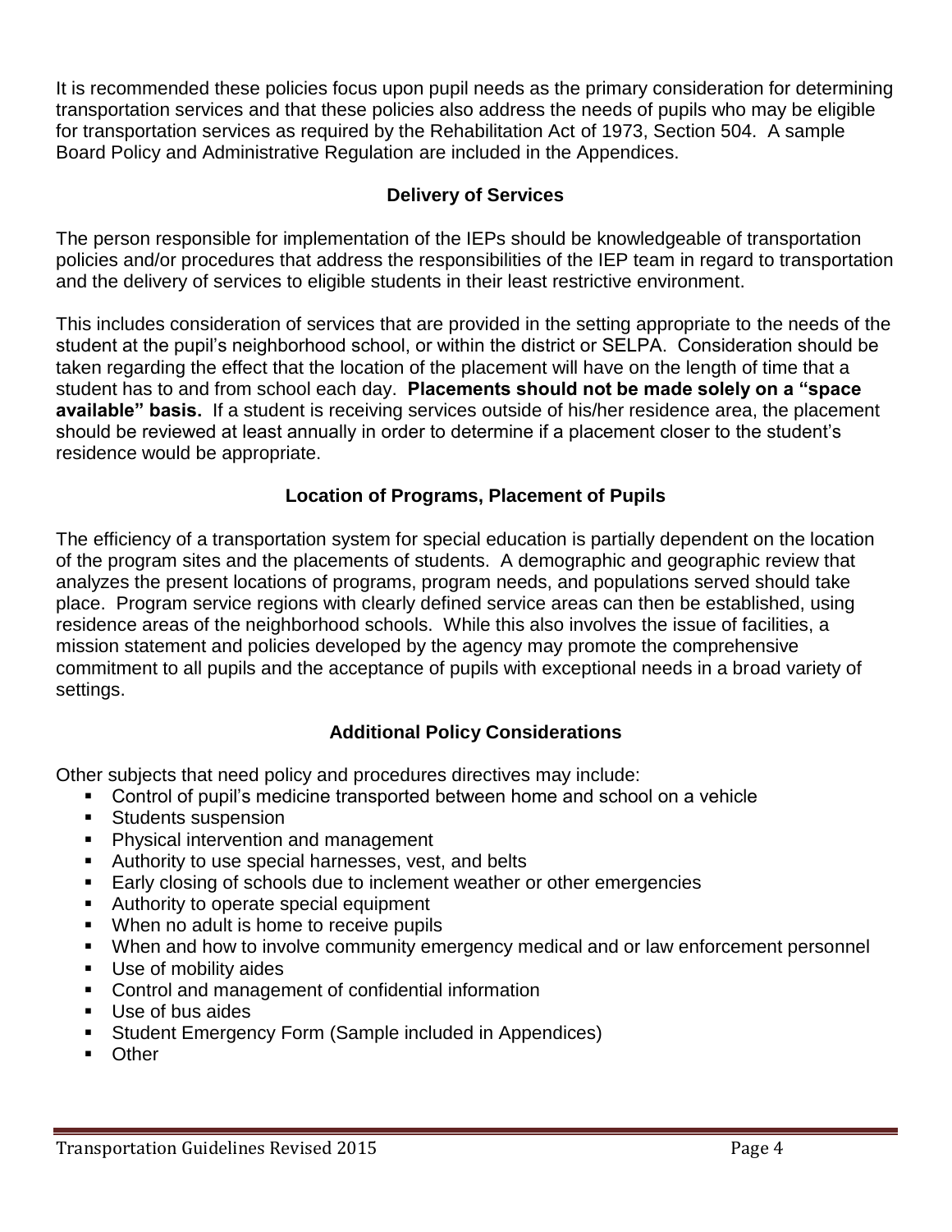It is recommended these policies focus upon pupil needs as the primary consideration for determining transportation services and that these policies also address the needs of pupils who may be eligible for transportation services as required by the Rehabilitation Act of 1973, Section 504. A sample Board Policy and Administrative Regulation are included in the Appendices.

## Delivery of Services

The person responsible for implementation of the IEPs should be knowledgeable of transportation policies and/or procedures that address the responsibilities of the IEP team in regard to transportation and the delivery of services to eligible students in their least restrictive environment.

This includes consideration of services that are provided in the setting appropriate to the needs of the student at the pupil's neighborhood school, or within the district or SELPA. Consideration should be taken regarding the effect that the location of the placement will have on the length of time that a student has to and from school each day. **Placements should not be made solely on a "space available" basis.** If a student is receiving services outside of his/her residence area, the placement should be reviewed at least annually in order to determine if a placement closer to the student's residence would be appropriate.

## Location of Programs, Placement of Pupils

The efficiency of a transportation system for special education is partially dependent on the location of the program sites and the placements of students. A demographic and geographic review that analyzes the present locations of programs, program needs, and populations served should take place. Program service regions with clearly defined service areas can then be established, using residence areas of the neighborhood schools. While this also involves the issue of facilities, a mission statement and policies developed by the agency may promote the comprehensive commitment to all pupils and the acceptance of pupils with exceptional needs in a broad variety of settings.

## Additional Policy Considerations

Other subjects that need policy and procedures directives may include:

- Control of pupil's medicine transported between home and school on a vehicle
- Students suspension
- Physical intervention and management
- Authority to use special harnesses, vest, and belts
- Early closing of schools due to inclement weather or other emergencies
- Authority to operate special equipment
- When no adult is home to receive pupils
- When and how to involve community emergency medical and or law enforcement personnel
- Use of mobility aides
- Control and management of confidential information
- Use of bus aides
- Student Emergency Form (Sample included in Appendices)
- Other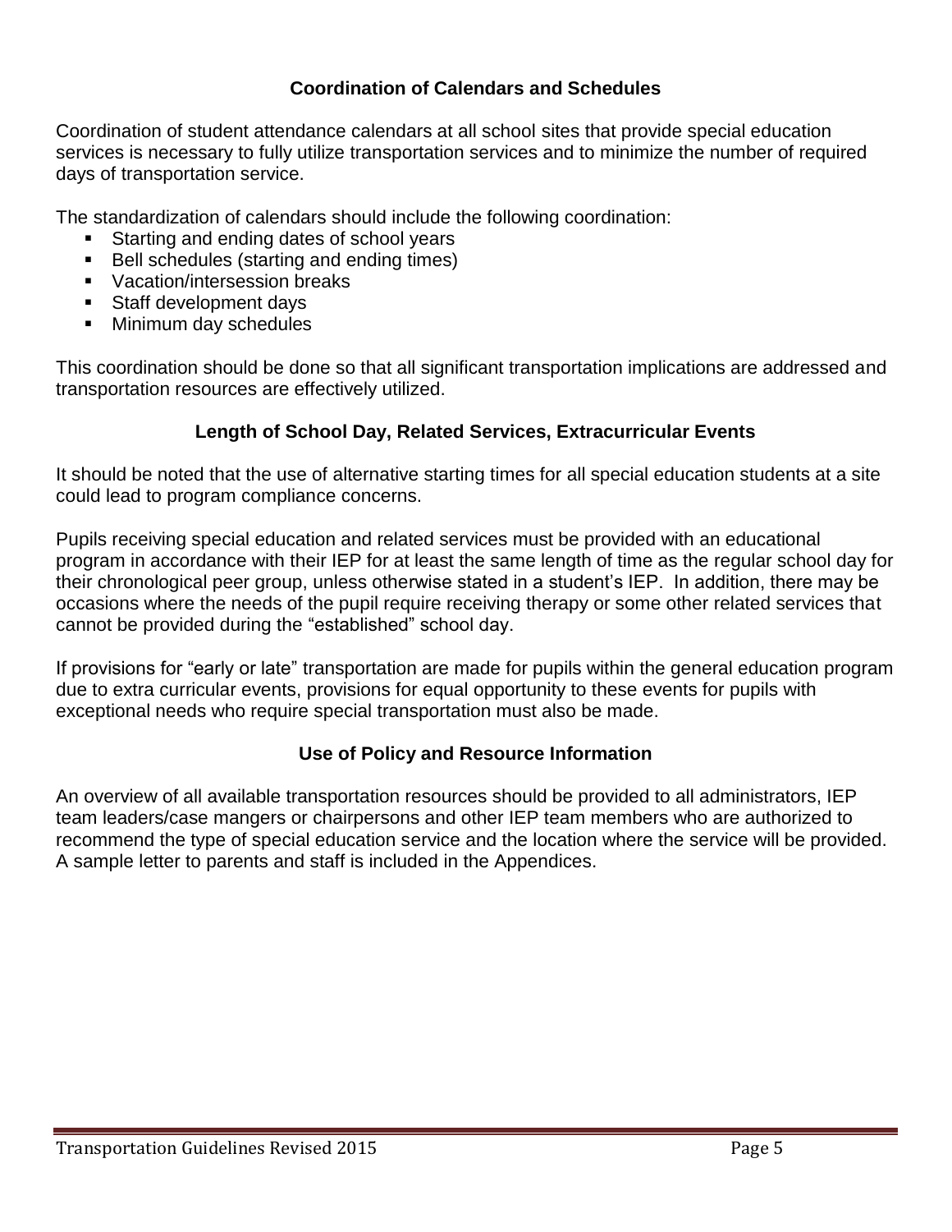## Coordination of Calendars and Schedules

Coordination of student attendance calendars at all school sites that provide special education services is necessary to fully utilize transportation services and to minimize the number of required days of transportation service.

The standardization of calendars should include the following coordination:

- Starting and ending dates of school years
- Bell schedules (starting and ending times)
- Vacation/intersession breaks
- Staff development days
- Minimum day schedules

This coordination should be done so that all significant transportation implications are addressed and transportation resources are effectively utilized.

## Length of School Day, Related Services, Extracurricular Events

It should be noted that the use of alternative starting times for all special education students at a site could lead to program compliance concerns.

Pupils receiving special education and related services must be provided with an educational program in accordance with their IEP for at least the same length of time as the regular school day for their chronological peer group, unless otherwise stated in a student's IEP. In addition, there may be occasions where the needs of the pupil require receiving therapy or some other related services that cannot be provided during the "established" school day.

If provisions for "early or late" transportation are made for pupils within the general education program due to extra curricular events, provisions for equal opportunity to these events for pupils with exceptional needs who require special transportation must also be made.

## Use of Policy and Resource Information

An overview of all available transportation resources should be provided to all administrators, IEP team leaders/case mangers or chairpersons and other IEP team members who are authorized to recommend the type of special education service and the location where the service will be provided. A sample letter to parents and staff is included in the Appendices.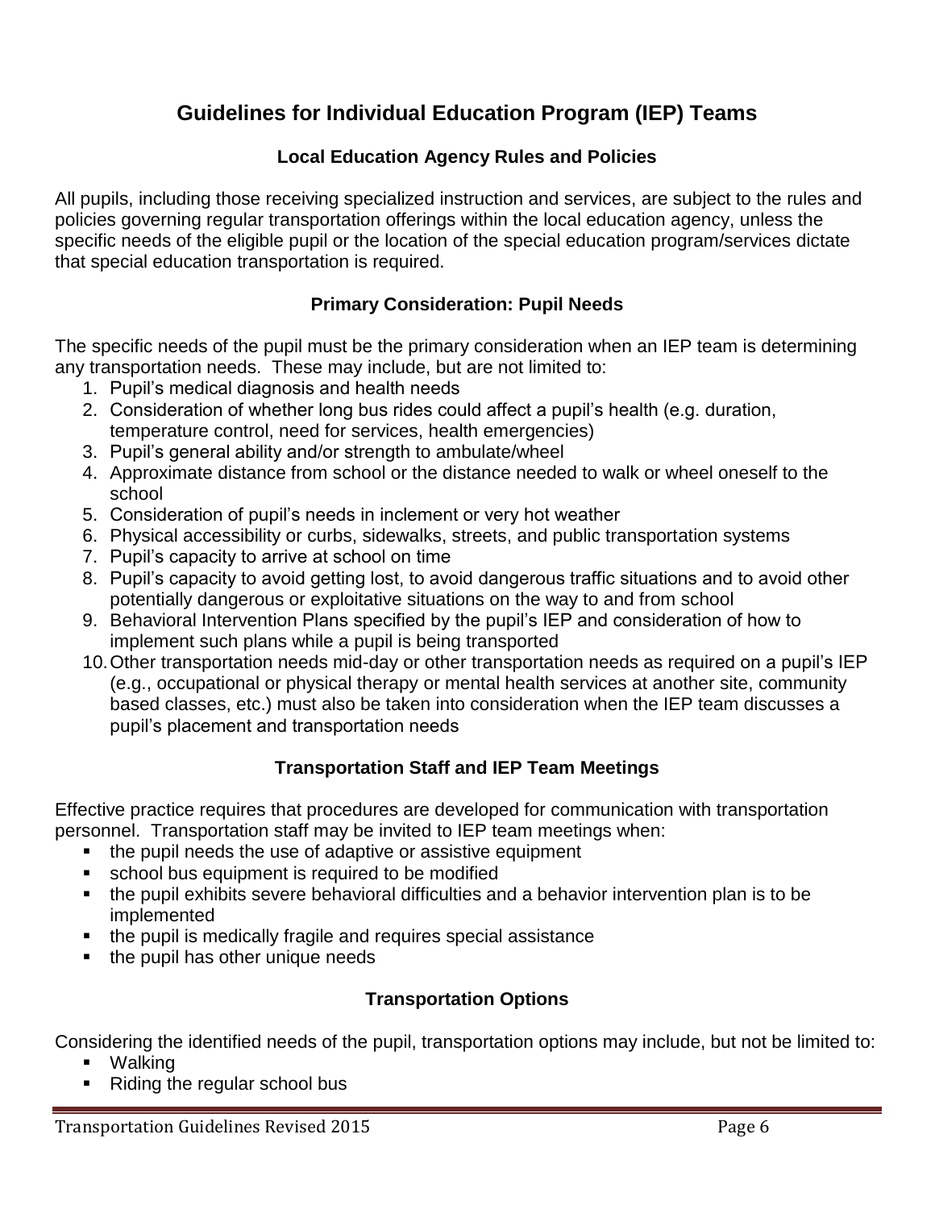# Guidelines for Individual Education Program (IEP) Teams

## Local Education Agency Rules and Policies

All pupils, including those receiving specialized instruction and services, are subject to the rules and policies governing regular transportation offerings within the local education agency, unless the specific needs of the eligible pupil or the location of the special education program/services dictate that special education transportation is required.

## Primary Consideration: Pupil Needs

The specific needs of the pupil must be the primary consideration when an IEP team is determining any transportation needs. These may include, but are not limited to:

1. Pupil's medical diagnosis and health needs
2. Consideration of whether long bus rides could affect a pupil's health (e.g. duration, temperature control, need for services, health emergencies)
3. Pupil's general ability and/or strength to ambulate/wheel
4. Approximate distance from school or the distance needed to walk or wheel oneself to the school
5. Consideration of pupil's needs in inclement or very hot weather
6. Physical accessibility or curbs, sidewalks, streets, and public transportation systems
7. Pupil's capacity to arrive at school on time
8. Pupil's capacity to avoid getting lost, to avoid dangerous traffic situations and to avoid other potentially dangerous or exploitative situations on the way to and from school
9. Behavioral Intervention Plans specified by the pupil's IEP and consideration of how to implement such plans while a pupil is being transported
10. Other transportation needs mid-day or other transportation needs as required on a pupil's IEP (e.g., occupational or physical therapy or mental health services at another site, community based classes, etc.) must also be taken into consideration when the IEP team discusses a pupil's placement and transportation needs

## Transportation Staff and IEP Team Meetings

Effective practice requires that procedures are developed for communication with transportation personnel. Transportation staff may be invited to IEP team meetings when:

- the pupil needs the use of adaptive or assistive equipment
- school bus equipment is required to be modified
- the pupil exhibits severe behavioral difficulties and a behavior intervention plan is to be implemented
- the pupil is medically fragile and requires special assistance
- the pupil has other unique needs

## Transportation Options

Considering the identified needs of the pupil, transportation options may include, but not be limited to:

- Walking
- Riding the regular school bus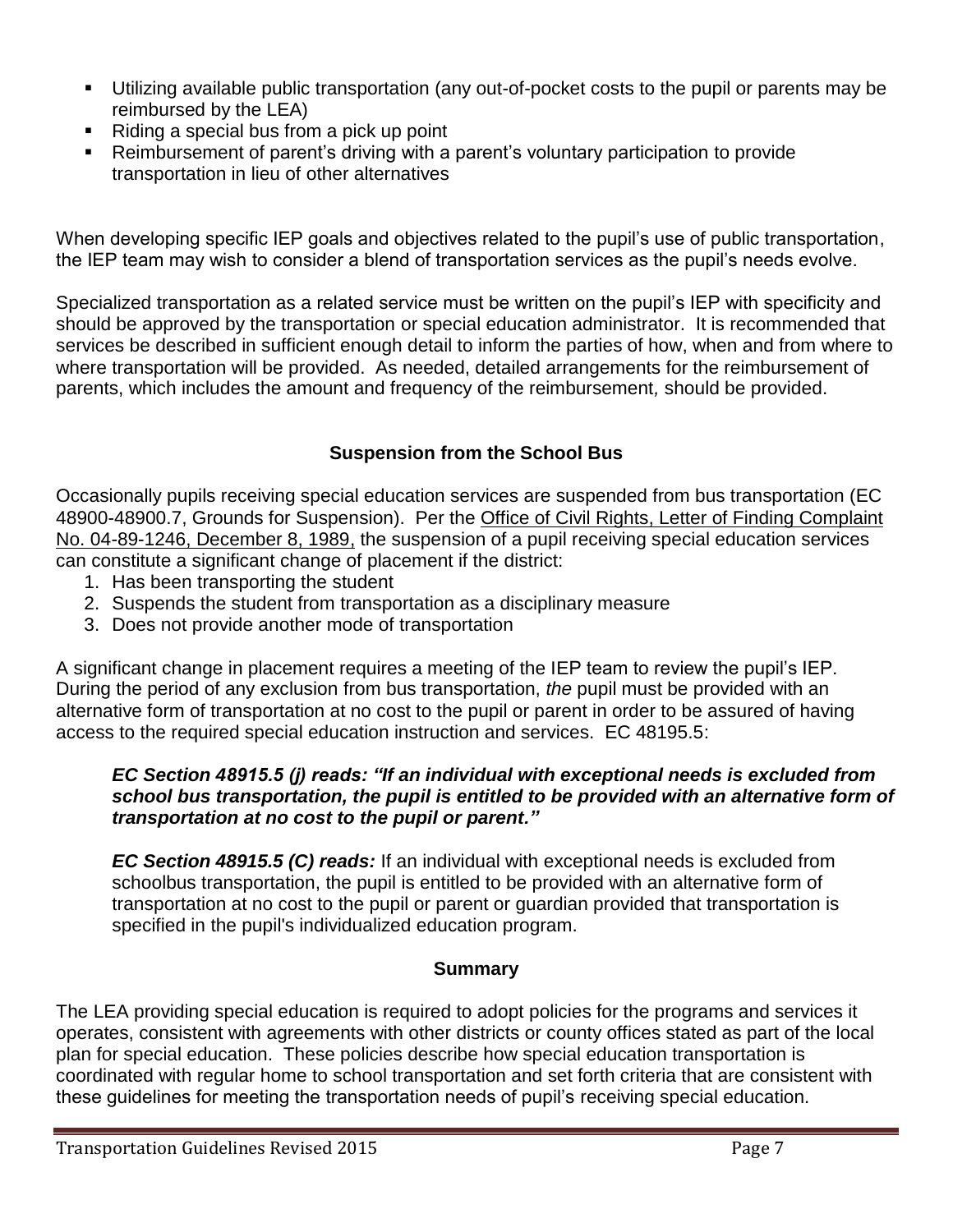- Utilizing available public transportation (any out-of-pocket costs to the pupil or parents may be reimbursed by the LEA)
- Riding a special bus from a pick up point
- Reimbursement of parent's driving with a parent's voluntary participation to provide transportation in lieu of other alternatives

When developing specific IEP goals and objectives related to the pupil's use of public transportation, the IEP team may wish to consider a blend of transportation services as the pupil's needs evolve.

Specialized transportation as a related service must be written on the pupil's IEP with specificity and should be approved by the transportation or special education administrator. It is recommended that services be described in sufficient enough detail to inform the parties of how, when and from where to where transportation will be provided. As needed, detailed arrangements for the reimbursement of parents, which includes the amount and frequency of the reimbursement, should be provided.

## Suspension from the School Bus

Occasionally pupils receiving special education services are suspended from bus transportation (EC 48900-48900.7, Grounds for Suspension). Per the Office of Civil Rights, Letter of Finding Complaint No. 04-89-1246, December 8, 1989, the suspension of a pupil receiving special education services can constitute a significant change of placement if the district:

1. Has been transporting the student
2. Suspends the student from transportation as a disciplinary measure
3. Does not provide another mode of transportation

A significant change in placement requires a meeting of the IEP team to review the pupil's IEP. During the period of any exclusion from bus transportation, *the* pupil must be provided with an alternative form of transportation at no cost to the pupil or parent in order to be assured of having access to the required special education instruction and services. EC 48195.5:

> ***EC Section 48915.5 (j) reads: "If an individual with exceptional needs is excluded from school bus transportation, the pupil is entitled to be provided with an alternative form of transportation at no cost to the pupil or parent."***
>
> ***EC Section 48915.5 (C) reads:*** If an individual with exceptional needs is excluded from schoolbus transportation, the pupil is entitled to be provided with an alternative form of transportation at no cost to the pupil or parent or guardian provided that transportation is specified in the pupil's individualized education program.

## Summary

The LEA providing special education is required to adopt policies for the programs and services it operates, consistent with agreements with other districts or county offices stated as part of the local plan for special education. These policies describe how special education transportation is coordinated with regular home to school transportation and set forth criteria that are consistent with these guidelines for meeting the transportation needs of pupil's receiving special education.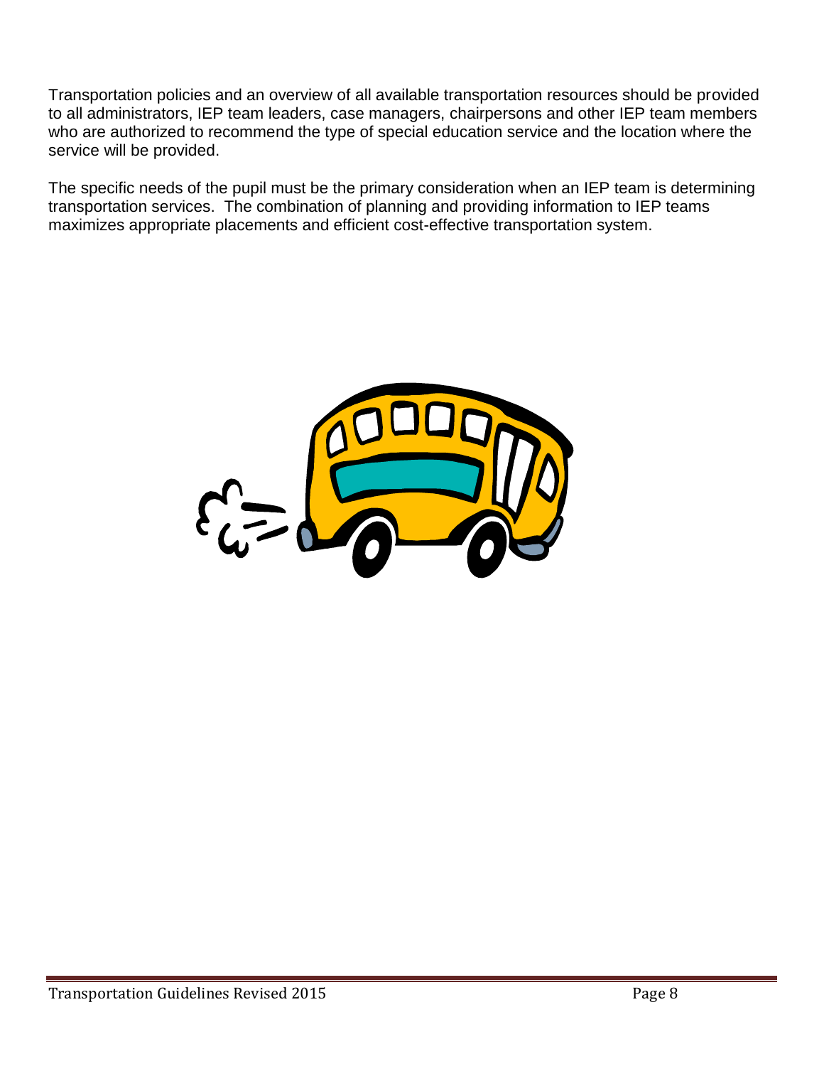Transportation policies and an overview of all available transportation resources should be provided to all administrators, IEP team leaders, case managers, chairpersons and other IEP team members who are authorized to recommend the type of special education service and the location where the service will be provided.

The specific needs of the pupil must be the primary consideration when an IEP team is determining transportation services. The combination of planning and providing information to IEP teams maximizes appropriate placements and efficient cost-effective transportation system.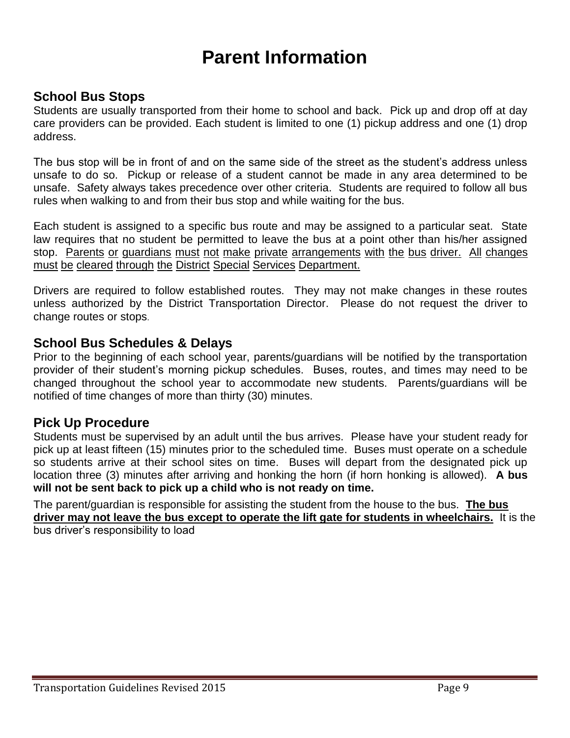# Parent Information

## School Bus Stops

Students are usually transported from their home to school and back. Pick up and drop off at day care providers can be provided. Each student is limited to one (1) pickup address and one (1) drop address.

The bus stop will be in front of and on the same side of the street as the student's address unless unsafe to do so. Pickup or release of a student cannot be made in any area determined to be unsafe. Safety always takes precedence over other criteria. Students are required to follow all bus rules when walking to and from their bus stop and while waiting for the bus.

Each student is assigned to a specific bus route and may be assigned to a particular seat. State law requires that no student be permitted to leave the bus at a point other than his/her assigned stop. <u>Parents or guardians must not make private arrangements with the bus driver. All changes must be cleared through the District Special Services Department.</u>

Drivers are required to follow established routes. They may not make changes in these routes unless authorized by the District Transportation Director. Please do not request the driver to change routes or stops.

## School Bus Schedules & Delays

Prior to the beginning of each school year, parents/guardians will be notified by the transportation provider of their student's morning pickup schedules. Buses, routes, and times may need to be changed throughout the school year to accommodate new students. Parents/guardians will be notified of time changes of more than thirty (30) minutes.

## Pick Up Procedure

Students must be supervised by an adult until the bus arrives. Please have your student ready for pick up at least fifteen (15) minutes prior to the scheduled time. Buses must operate on a schedule so students arrive at their school sites on time. Buses will depart from the designated pick up location three (3) minutes after arriving and honking the horn (if horn honking is allowed). **A bus will not be sent back to pick up a child who is not ready on time.**

The parent/guardian is responsible for assisting the student from the house to the bus. **<u>The bus driver may not leave the bus except to operate the lift gate for students in wheelchairs.</u>** It is the bus driver's responsibility to load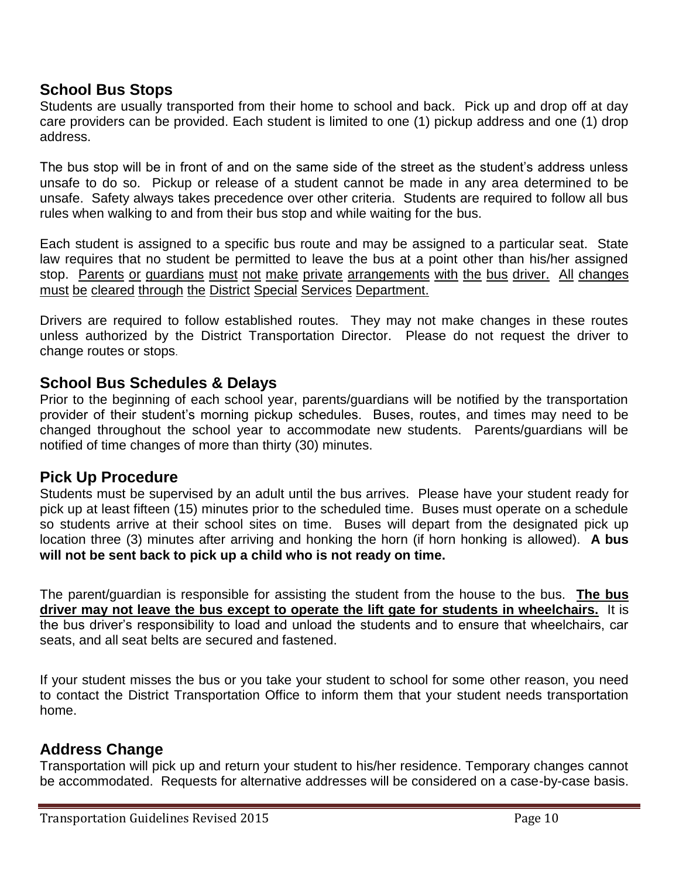## School Bus Stops

Students are usually transported from their home to school and back. Pick up and drop off at day care providers can be provided. Each student is limited to one (1) pickup address and one (1) drop address.

The bus stop will be in front of and on the same side of the street as the student's address unless unsafe to do so. Pickup or release of a student cannot be made in any area determined to be unsafe. Safety always takes precedence over other criteria. Students are required to follow all bus rules when walking to and from their bus stop and while waiting for the bus.

Each student is assigned to a specific bus route and may be assigned to a particular seat. State law requires that no student be permitted to leave the bus at a point other than his/her assigned stop. <u>Parents or guardians must not make private arrangements with the bus driver. All changes must be cleared through the District Special Services Department.</u>

Drivers are required to follow established routes. They may not make changes in these routes unless authorized by the District Transportation Director. Please do not request the driver to change routes or stops.

## School Bus Schedules & Delays

Prior to the beginning of each school year, parents/guardians will be notified by the transportation provider of their student's morning pickup schedules. Buses, routes, and times may need to be changed throughout the school year to accommodate new students. Parents/guardians will be notified of time changes of more than thirty (30) minutes.

## Pick Up Procedure

Students must be supervised by an adult until the bus arrives. Please have your student ready for pick up at least fifteen (15) minutes prior to the scheduled time. Buses must operate on a schedule so students arrive at their school sites on time. Buses will depart from the designated pick up location three (3) minutes after arriving and honking the horn (if horn honking is allowed). **A bus will not be sent back to pick up a child who is not ready on time.**

The parent/guardian is responsible for assisting the student from the house to the bus. **<u>The bus driver may not leave the bus except to operate the lift gate for students in wheelchairs.</u>** It is the bus driver's responsibility to load and unload the students and to ensure that wheelchairs, car seats, and all seat belts are secured and fastened.

If your student misses the bus or you take your student to school for some other reason, you need to contact the District Transportation Office to inform them that your student needs transportation home.

## Address Change

Transportation will pick up and return your student to his/her residence. Temporary changes cannot be accommodated. Requests for alternative addresses will be considered on a case-by-case basis.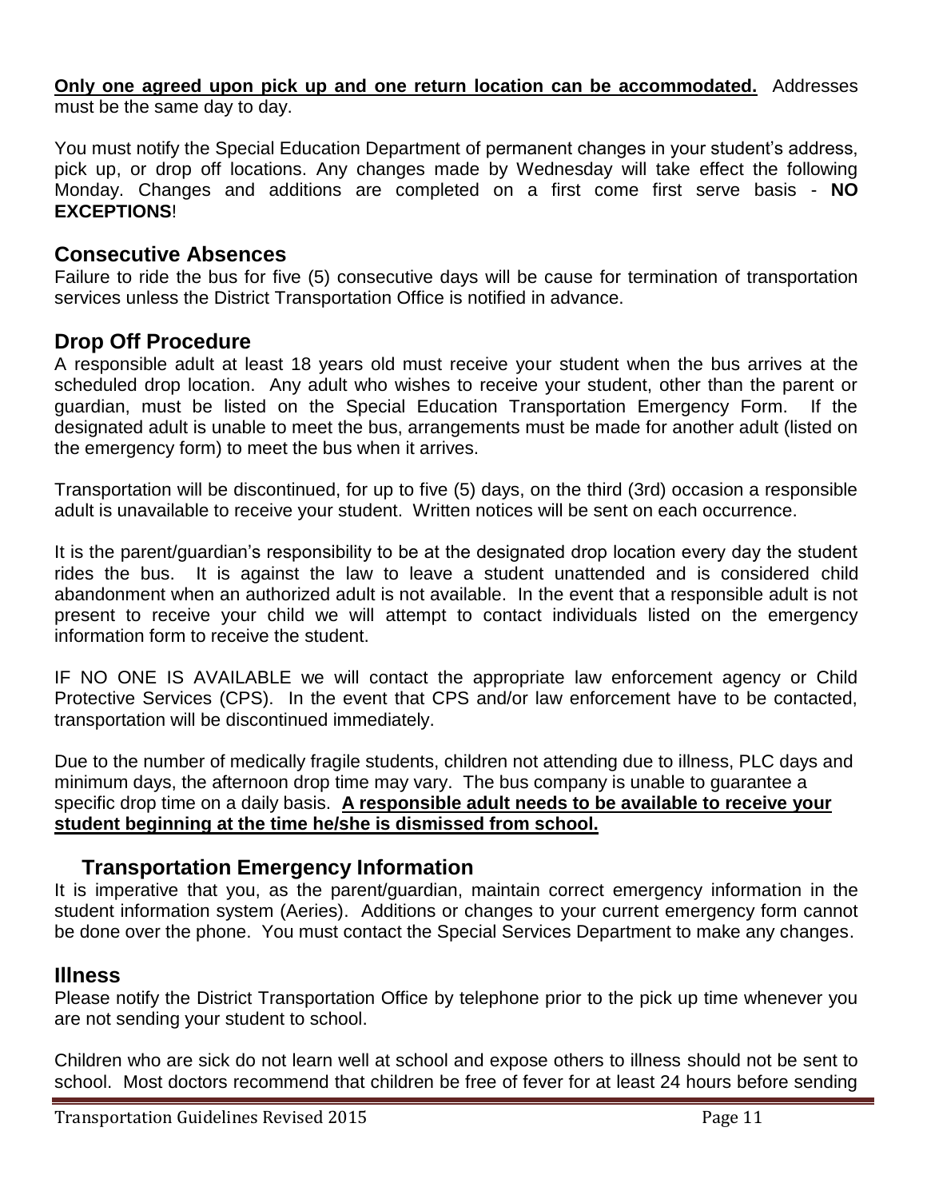**Only one agreed upon pick up and one return location can be accommodated.** Addresses must be the same day to day.

You must notify the Special Education Department of permanent changes in your student's address, pick up, or drop off locations. Any changes made by Wednesday will take effect the following Monday. Changes and additions are completed on a first come first serve basis - **NO EXCEPTIONS**!

## Consecutive Absences

Failure to ride the bus for five (5) consecutive days will be cause for termination of transportation services unless the District Transportation Office is notified in advance.

## Drop Off Procedure

A responsible adult at least 18 years old must receive your student when the bus arrives at the scheduled drop location. Any adult who wishes to receive your student, other than the parent or guardian, must be listed on the Special Education Transportation Emergency Form. If the designated adult is unable to meet the bus, arrangements must be made for another adult (listed on the emergency form) to meet the bus when it arrives.

Transportation will be discontinued, for up to five (5) days, on the third (3rd) occasion a responsible adult is unavailable to receive your student. Written notices will be sent on each occurrence.

It is the parent/guardian's responsibility to be at the designated drop location every day the student rides the bus. It is against the law to leave a student unattended and is considered child abandonment when an authorized adult is not available. In the event that a responsible adult is not present to receive your child we will attempt to contact individuals listed on the emergency information form to receive the student.

IF NO ONE IS AVAILABLE we will contact the appropriate law enforcement agency or Child Protective Services (CPS). In the event that CPS and/or law enforcement have to be contacted, transportation will be discontinued immediately.

Due to the number of medically fragile students, children not attending due to illness, PLC days and minimum days, the afternoon drop time may vary. The bus company is unable to guarantee a specific drop time on a daily basis. **A responsible adult needs to be available to receive your student beginning at the time he/she is dismissed from school.**

## Transportation Emergency Information

It is imperative that you, as the parent/guardian, maintain correct emergency information in the student information system (Aeries). Additions or changes to your current emergency form cannot be done over the phone. You must contact the Special Services Department to make any changes.

## Illness

Please notify the District Transportation Office by telephone prior to the pick up time whenever you are not sending your student to school.

Children who are sick do not learn well at school and expose others to illness should not be sent to school. Most doctors recommend that children be free of fever for at least 24 hours before sending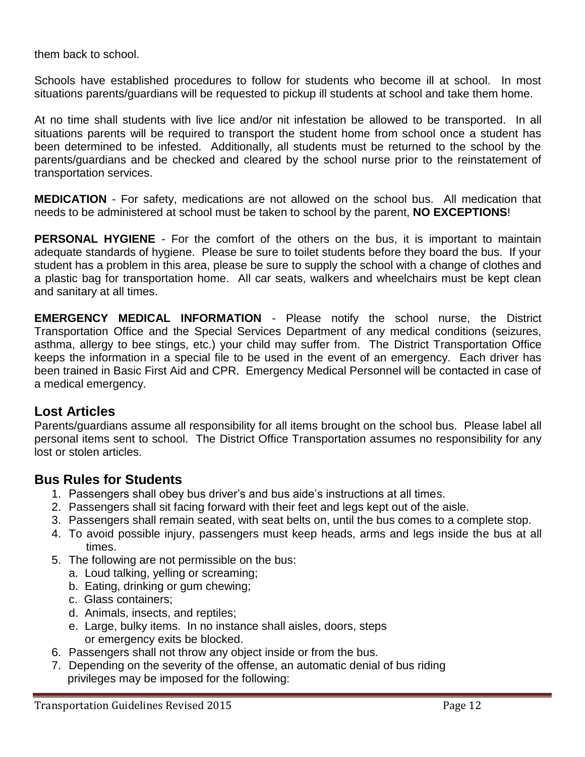them back to school.

Schools have established procedures to follow for students who become ill at school. In most situations parents/guardians will be requested to pickup ill students at school and take them home.

At no time shall students with live lice and/or nit infestation be allowed to be transported. In all situations parents will be required to transport the student home from school once a student has been determined to be infested. Additionally, all students must be returned to the school by the parents/guardians and be checked and cleared by the school nurse prior to the reinstatement of transportation services.

**MEDICATION** - For safety, medications are not allowed on the school bus. All medication that needs to be administered at school must be taken to school by the parent, **NO EXCEPTIONS**!

**PERSONAL HYGIENE** - For the comfort of the others on the bus, it is important to maintain adequate standards of hygiene. Please be sure to toilet students before they board the bus. If your student has a problem in this area, please be sure to supply the school with a change of clothes and a plastic bag for transportation home. All car seats, walkers and wheelchairs must be kept clean and sanitary at all times.

**EMERGENCY MEDICAL INFORMATION** - Please notify the school nurse, the District Transportation Office and the Special Services Department of any medical conditions (seizures, asthma, allergy to bee stings, etc.) your child may suffer from. The District Transportation Office keeps the information in a special file to be used in the event of an emergency. Each driver has been trained in Basic First Aid and CPR. Emergency Medical Personnel will be contacted in case of a medical emergency.

## Lost Articles

Parents/guardians assume all responsibility for all items brought on the school bus. Please label all personal items sent to school. The District Office Transportation assumes no responsibility for any lost or stolen articles.

## Bus Rules for Students

1. Passengers shall obey bus driver's and bus aide's instructions at all times.
2. Passengers shall sit facing forward with their feet and legs kept out of the aisle.
3. Passengers shall remain seated, with seat belts on, until the bus comes to a complete stop.
4. To avoid possible injury, passengers must keep heads, arms and legs inside the bus at all times.
5. The following are not permissible on the bus:
   a. Loud talking, yelling or screaming;
   b. Eating, drinking or gum chewing;
   c. Glass containers;
   d. Animals, insects, and reptiles;
   e. Large, bulky items. In no instance shall aisles, doors, steps or emergency exits be blocked.
6. Passengers shall not throw any object inside or from the bus.
7. Depending on the severity of the offense, an automatic denial of bus riding privileges may be imposed for the following: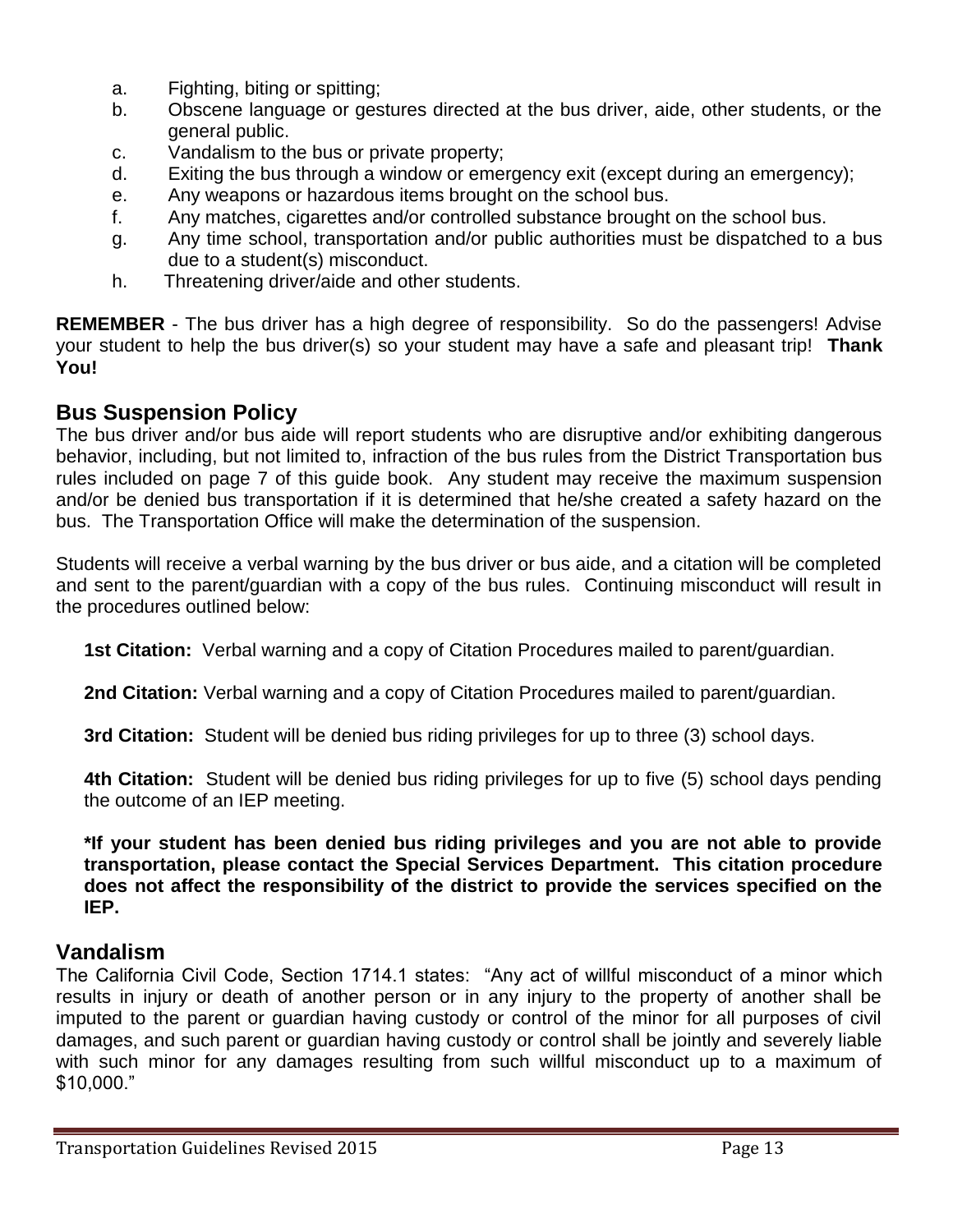a. Fighting, biting or spitting;
b. Obscene language or gestures directed at the bus driver, aide, other students, or the general public.
c. Vandalism to the bus or private property;
d. Exiting the bus through a window or emergency exit (except during an emergency);
e. Any weapons or hazardous items brought on the school bus.
f. Any matches, cigarettes and/or controlled substance brought on the school bus.
g. Any time school, transportation and/or public authorities must be dispatched to a bus due to a student(s) misconduct.
h. Threatening driver/aide and other students.

**REMEMBER** - The bus driver has a high degree of responsibility. So do the passengers! Advise your student to help the bus driver(s) so your student may have a safe and pleasant trip! **Thank You!**

## Bus Suspension Policy

The bus driver and/or bus aide will report students who are disruptive and/or exhibiting dangerous behavior, including, but not limited to, infraction of the bus rules from the District Transportation bus rules included on page 7 of this guide book. Any student may receive the maximum suspension and/or be denied bus transportation if it is determined that he/she created a safety hazard on the bus. The Transportation Office will make the determination of the suspension.

Students will receive a verbal warning by the bus driver or bus aide, and a citation will be completed and sent to the parent/guardian with a copy of the bus rules. Continuing misconduct will result in the procedures outlined below:

**1st Citation:** Verbal warning and a copy of Citation Procedures mailed to parent/guardian.

**2nd Citation:** Verbal warning and a copy of Citation Procedures mailed to parent/guardian.

**3rd Citation:** Student will be denied bus riding privileges for up to three (3) school days.

**4th Citation:** Student will be denied bus riding privileges for up to five (5) school days pending the outcome of an IEP meeting.

**\*If your student has been denied bus riding privileges and you are not able to provide transportation, please contact the Special Services Department. This citation procedure does not affect the responsibility of the district to provide the services specified on the IEP.**

## Vandalism

The California Civil Code, Section 1714.1 states: "Any act of willful misconduct of a minor which results in injury or death of another person or in any injury to the property of another shall be imputed to the parent or guardian having custody or control of the minor for all purposes of civil damages, and such parent or guardian having custody or control shall be jointly and severely liable with such minor for any damages resulting from such willful misconduct up to a maximum of $10,000."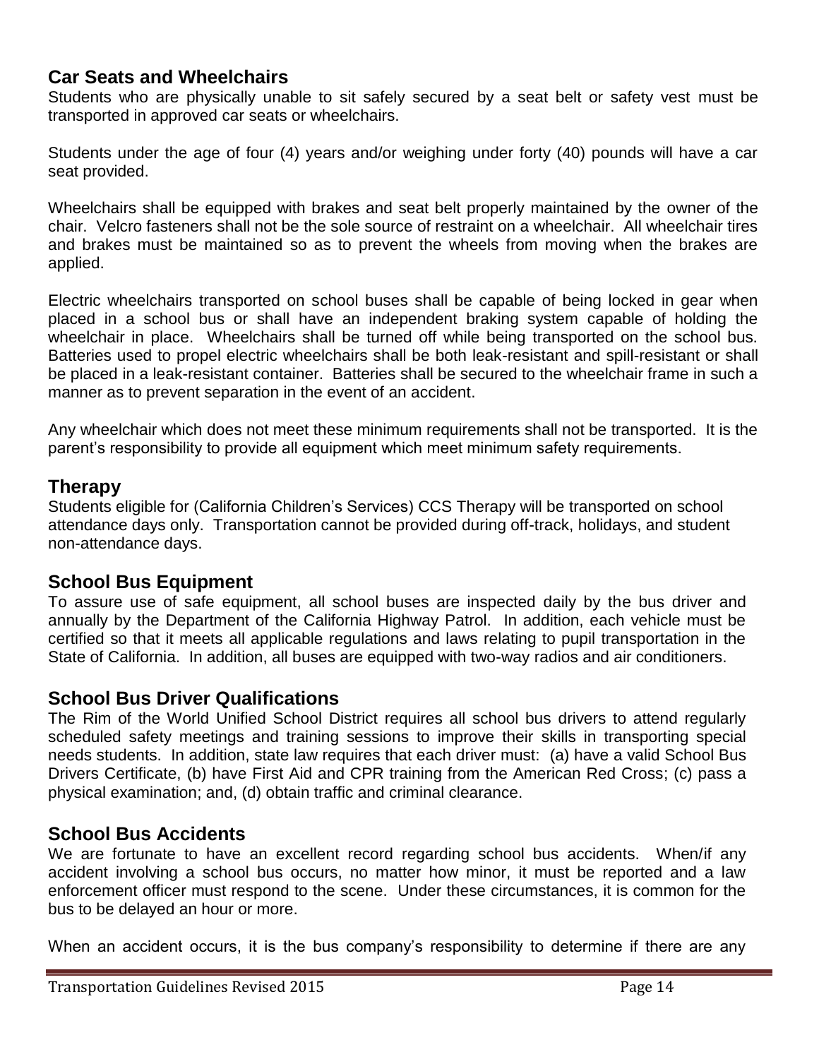## Car Seats and Wheelchairs

Students who are physically unable to sit safely secured by a seat belt or safety vest must be transported in approved car seats or wheelchairs.

Students under the age of four (4) years and/or weighing under forty (40) pounds will have a car seat provided.

Wheelchairs shall be equipped with brakes and seat belt properly maintained by the owner of the chair. Velcro fasteners shall not be the sole source of restraint on a wheelchair. All wheelchair tires and brakes must be maintained so as to prevent the wheels from moving when the brakes are applied.

Electric wheelchairs transported on school buses shall be capable of being locked in gear when placed in a school bus or shall have an independent braking system capable of holding the wheelchair in place. Wheelchairs shall be turned off while being transported on the school bus. Batteries used to propel electric wheelchairs shall be both leak-resistant and spill-resistant or shall be placed in a leak-resistant container. Batteries shall be secured to the wheelchair frame in such a manner as to prevent separation in the event of an accident.

Any wheelchair which does not meet these minimum requirements shall not be transported. It is the parent's responsibility to provide all equipment which meet minimum safety requirements.

## Therapy

Students eligible for (California Children's Services) CCS Therapy will be transported on school attendance days only. Transportation cannot be provided during off-track, holidays, and student non-attendance days.

## School Bus Equipment

To assure use of safe equipment, all school buses are inspected daily by the bus driver and annually by the Department of the California Highway Patrol. In addition, each vehicle must be certified so that it meets all applicable regulations and laws relating to pupil transportation in the State of California. In addition, all buses are equipped with two-way radios and air conditioners.

## School Bus Driver Qualifications

The Rim of the World Unified School District requires all school bus drivers to attend regularly scheduled safety meetings and training sessions to improve their skills in transporting special needs students. In addition, state law requires that each driver must: (a) have a valid School Bus Drivers Certificate, (b) have First Aid and CPR training from the American Red Cross; (c) pass a physical examination; and, (d) obtain traffic and criminal clearance.

## School Bus Accidents

We are fortunate to have an excellent record regarding school bus accidents. When/if any accident involving a school bus occurs, no matter how minor, it must be reported and a law enforcement officer must respond to the scene. Under these circumstances, it is common for the bus to be delayed an hour or more.

When an accident occurs, it is the bus company's responsibility to determine if there are any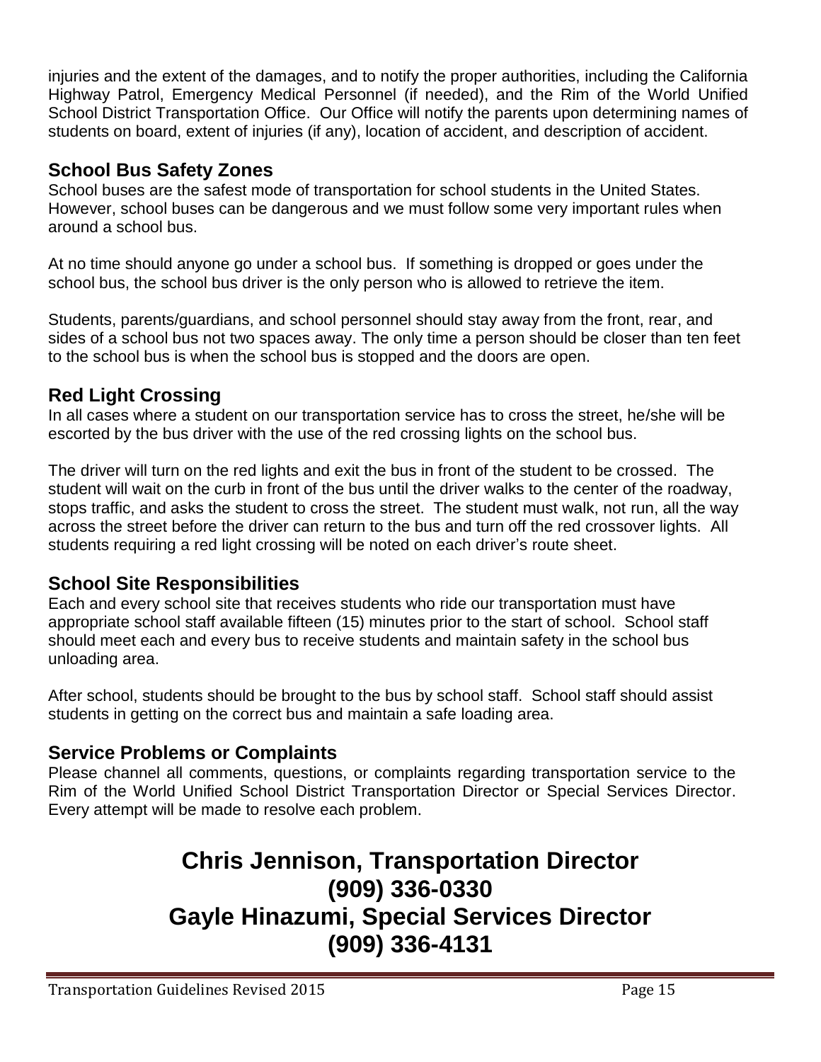injuries and the extent of the damages, and to notify the proper authorities, including the California Highway Patrol, Emergency Medical Personnel (if needed), and the Rim of the World Unified School District Transportation Office. Our Office will notify the parents upon determining names of students on board, extent of injuries (if any), location of accident, and description of accident.

## School Bus Safety Zones

School buses are the safest mode of transportation for school students in the United States. However, school buses can be dangerous and we must follow some very important rules when around a school bus.

At no time should anyone go under a school bus. If something is dropped or goes under the school bus, the school bus driver is the only person who is allowed to retrieve the item.

Students, parents/guardians, and school personnel should stay away from the front, rear, and sides of a school bus not two spaces away. The only time a person should be closer than ten feet to the school bus is when the school bus is stopped and the doors are open.

## Red Light Crossing

In all cases where a student on our transportation service has to cross the street, he/she will be escorted by the bus driver with the use of the red crossing lights on the school bus.

The driver will turn on the red lights and exit the bus in front of the student to be crossed. The student will wait on the curb in front of the bus until the driver walks to the center of the roadway, stops traffic, and asks the student to cross the street. The student must walk, not run, all the way across the street before the driver can return to the bus and turn off the red crossover lights. All students requiring a red light crossing will be noted on each driver's route sheet.

## School Site Responsibilities

Each and every school site that receives students who ride our transportation must have appropriate school staff available fifteen (15) minutes prior to the start of school. School staff should meet each and every bus to receive students and maintain safety in the school bus unloading area.

After school, students should be brought to the bus by school staff. School staff should assist students in getting on the correct bus and maintain a safe loading area.

## Service Problems or Complaints

Please channel all comments, questions, or complaints regarding transportation service to the Rim of the World Unified School District Transportation Director or Special Services Director. Every attempt will be made to resolve each problem.

**Chris Jennison, Transportation Director**
**(909) 336-0330**
**Gayle Hinazumi, Special Services Director**
**(909) 336-4131**